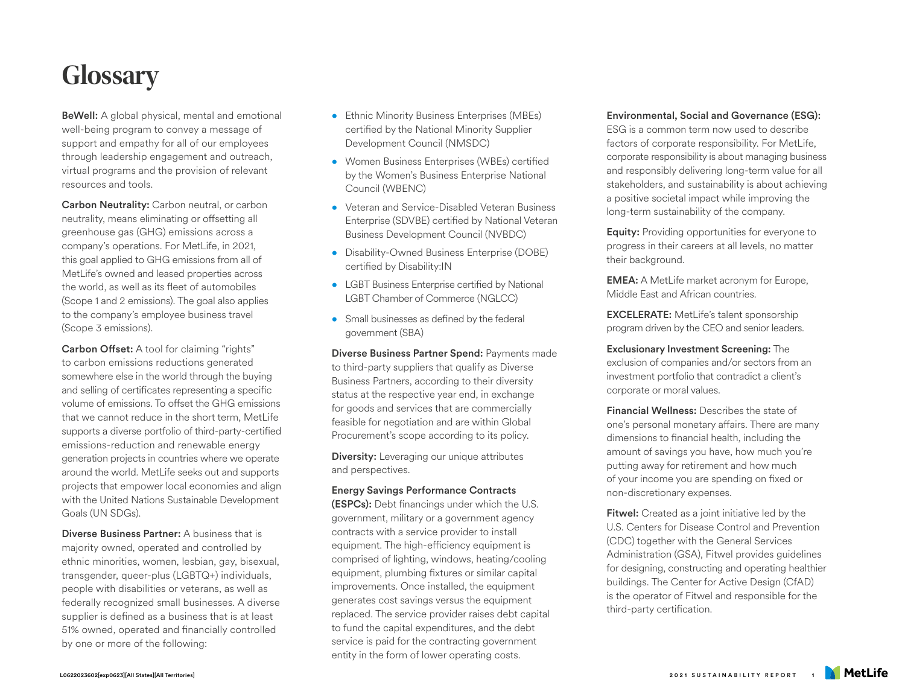# Glossary

**BeWell:** A global physical, mental and emotional well-being program to convey a message of support and empathy for all of our employees through leadership engagement and outreach, virtual programs and the provision of relevant resources and tools.

**Carbon Neutrality:** Carbon neutral, or carbon neutrality, means eliminating or offsetting all greenhouse gas (GHG) emissions across a company's operations. For MetLife, in 2021, this goal applied to GHG emissions from all of MetLife's owned and leased properties across the world, as well as its fleet of automobiles (Scope 1 and 2 emissions). The goal also applies to the company's employee business travel (Scope 3 emissions).

**Carbon Offset:** A tool for claiming "rights" to carbon emissions reductions generated somewhere else in the world through the buying and selling of certificates representing a specific volume of emissions. To offset the GHG emissions that we cannot reduce in the short term, MetLife supports a diverse portfolio of third-party-certified emissions-reduction and renewable energy generation projects in countries where we operate around the world. MetLife seeks out and supports projects that empower local economies and align with the United Nations Sustainable Development Goals (UN SDGs).

**Diverse Business Partner:** A business that is majority owned, operated and controlled by ethnic minorities, women, lesbian, gay, bisexual, transgender, queer-plus (LGBTQ+) individuals, people with disabilities or veterans, as well as federally recognized small businesses. A diverse supplier is defined as a business that is at least 51% owned, operated and financially controlled by one or more of the following:

- Ethnic Minority Business Enterprises (MBEs) certified by the National Minority Supplier Development Council (NMSDC)
- Women Business Enterprises (WBEs) certified by the Women's Business Enterprise National Council (WBENC)
- Veteran and Service-Disabled Veteran Business Enterprise (SDVBE) certified by National Veteran Business Development Council (NVBDC)
- Disability-Owned Business Enterprise (DOBE) certified by Disability:IN
- LGBT Business Enterprise certified by National LGBT Chamber of Commerce (NGLCC)
- Small businesses as defined by the federal government (SBA)

**Diverse Business Partner Spend:** Payments made to third-party suppliers that qualify as Diverse Business Partners, according to their diversity status at the respective year end, in exchange for goods and services that are commercially feasible for negotiation and are within Global Procurement's scope according to its policy.

**Diversity:** Leveraging our unique attributes and perspectives.

**Energy Savings Performance Contracts (ESPCs):** Debt financings under which the U.S. government, military or a government agency contracts with a service provider to install equipment. The high-efficiency equipment is comprised of lighting, windows, heating/cooling equipment, plumbing fixtures or similar capital improvements. Once installed, the equipment generates cost savings versus the equipment replaced. The service provider raises debt capital to fund the capital expenditures, and the debt service is paid for the contracting government entity in the form of lower operating costs.

**Environmental, Social and Governance (ESG):** ESG is a common term now used to describe factors of corporate responsibility. For MetLife, corporate responsibility is about managing business and responsibly delivering long-term value for all stakeholders, and sustainability is about achieving a positive societal impact while improving the long-term sustainability of the company.

**Equity:** Providing opportunities for everyone to progress in their careers at all levels, no matter their background.

**EMEA:** A MetLife market acronym for Europe, Middle East and African countries.

**EXCELERATE:** MetLife's talent sponsorship program driven by the CEO and senior leaders.

**Exclusionary Investment Screening:** The exclusion of companies and/or sectors from an investment portfolio that contradict a client's corporate or moral values.

**Financial Wellness:** Describes the state of one's personal monetary affairs. There are many dimensions to financial health, including the amount of savings you have, how much you're putting away for retirement and how much of your income you are spending on fixed or non-discretionary expenses.

**Fitwel:** Created as a joint initiative led by the U.S. Centers for Disease Control and Prevention (CDC) together with the General Services Administration (GSA), Fitwel provides guidelines for designing, constructing and operating healthier buildings. The Center for Active Design (CfAD) is the operator of Fitwel and responsible for the third-party certification.

L0622023602[exp0623][All States][All Territories]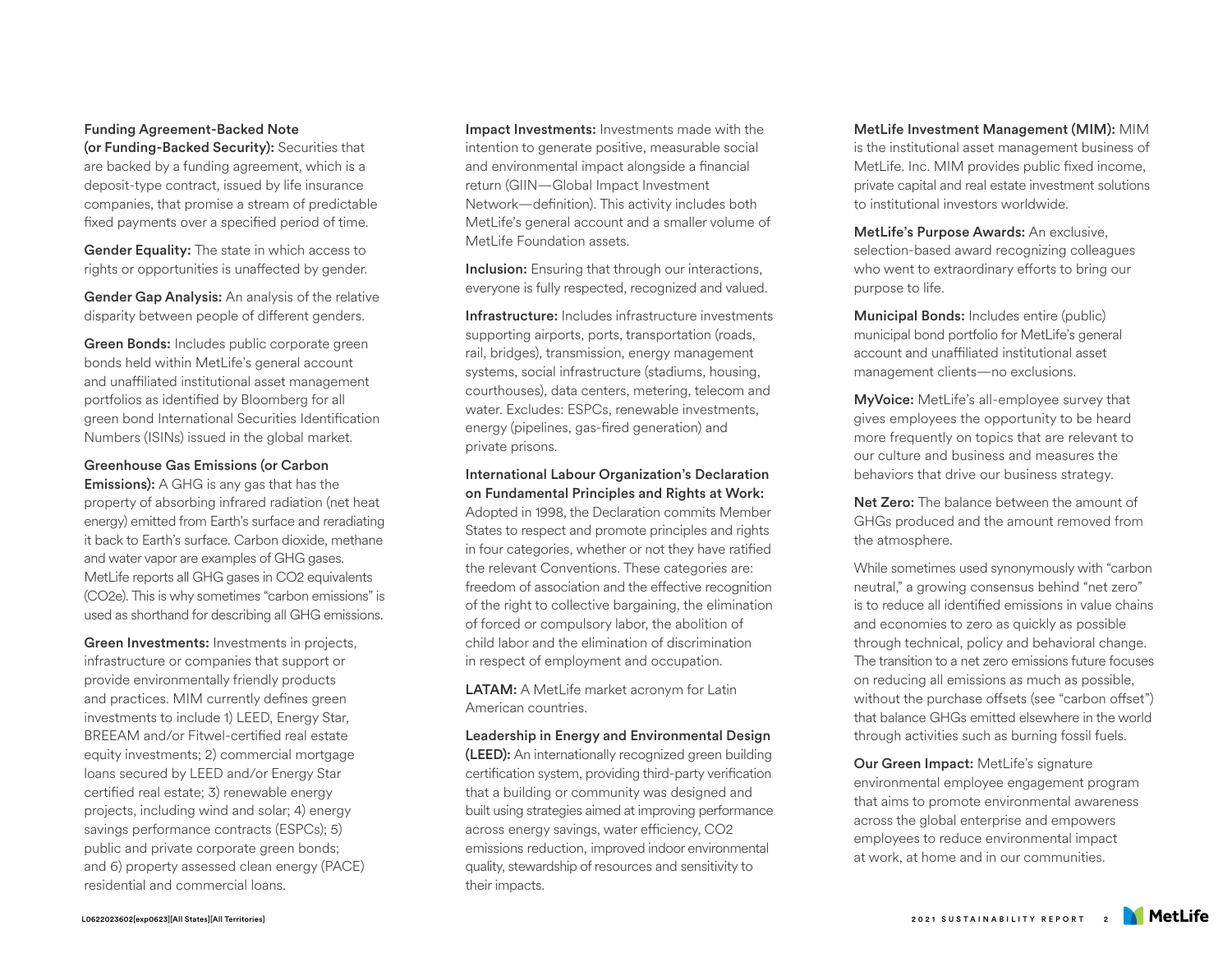**Funding Agreement-Backed Note (or Funding-Backed Security):** Securities that are backed by a funding agreement, which is a deposit-type contract, issued by life insurance companies, that promise a stream of predictable fixed payments over a specified period of time.

**Gender Equality:** The state in which access to rights or opportunities is unaffected by gender.

**Gender Gap Analysis:** An analysis of the relative disparity between people of different genders.

**Green Bonds:** Includes public corporate green bonds held within MetLife's general account and unaffiliated institutional asset management portfolios as identified by Bloomberg for all green bond International Securities Identification Numbers (ISINs) issued in the global market.

**Greenhouse Gas Emissions (or Carbon Emissions):** A GHG is any gas that has the property of absorbing infrared radiation (net heat energy) emitted from Earth's surface and reradiating it back to Earth's surface. Carbon dioxide, methane and water vapor are examples of GHG gases. MetLife reports all GHG gases in $CO_2$ equivalents ($CO_2e$). This is why sometimes "carbon emissions" is used as shorthand for describing all GHG emissions.

**Green Investments:** Investments in projects, infrastructure or companies that support or provide environmentally friendly products and practices. MIM currently defines green investments to include 1) LEED, Energy Star, BREEAM and/or Fitwel-certified real estate equity investments; 2) commercial mortgage loans secured by LEED and/or Energy Star certified real estate; 3) renewable energy projects, including wind and solar; 4) energy savings performance contracts (ESPCs); 5) public and private corporate green bonds; and 6) property assessed clean energy (PACE) residential and commercial loans.

**Impact Investments:** Investments made with the intention to generate positive, measurable social and environmental impact alongside a financial return (GIIN—Global Impact Investment Network—definition). This activity includes both MetLife's general account and a smaller volume of MetLife Foundation assets.

**Inclusion:** Ensuring that through our interactions, everyone is fully respected, recognized and valued.

**Infrastructure:** Includes infrastructure investments supporting airports, ports, transportation (roads, rail, bridges), transmission, energy management systems, social infrastructure (stadiums, housing, courthouses), data centers, metering, telecom and water. Excludes: ESPCs, renewable investments, energy (pipelines, gas-fired generation) and private prisons.

**International Labour Organization's Declaration on Fundamental Principles and Rights at Work:** Adopted in 1998, the Declaration commits Member States to respect and promote principles and rights in four categories, whether or not they have ratified the relevant Conventions. These categories are: freedom of association and the effective recognition of the right to collective bargaining, the elimination of forced or compulsory labor, the abolition of child labor and the elimination of discrimination in respect of employment and occupation.

**LATAM:** A MetLife market acronym for Latin American countries.

**Leadership in Energy and Environmental Design (LEED):** An internationally recognized green building certification system, providing third-party verification that a building or community was designed and built using strategies aimed at improving performance across energy savings, water efficiency, $CO_2$ emissions reduction, improved indoor environmental quality, stewardship of resources and sensitivity to their impacts.

**MetLife Investment Management (MIM):** MIM is the institutional asset management business of MetLife. Inc. MIM provides public fixed income, private capital and real estate investment solutions to institutional investors worldwide.

**MetLife's Purpose Awards:** An exclusive, selection-based award recognizing colleagues who went to extraordinary efforts to bring our purpose to life.

**Municipal Bonds:** Includes entire (public) municipal bond portfolio for MetLife's general account and unaffiliated institutional asset management clients—no exclusions.

**MyVoice:** MetLife's all-employee survey that gives employees the opportunity to be heard more frequently on topics that are relevant to our culture and business and measures the behaviors that drive our business strategy.

**Net Zero:** The balance between the amount of GHGs produced and the amount removed from the atmosphere.

While sometimes used synonymously with "carbon neutral," a growing consensus behind "net zero" is to reduce all identified emissions in value chains and economies to zero as quickly as possible through technical, policy and behavioral change. The transition to a net zero emissions future focuses on reducing all emissions as much as possible, without the purchase offsets (see "carbon offset") that balance GHGs emitted elsewhere in the world through activities such as burning fossil fuels.

**Our Green Impact:** MetLife's signature environmental employee engagement program that aims to promote environmental awareness across the global enterprise and empowers employees to reduce environmental impact at work, at home and in our communities.

L0622023602[exp0623][All States][All Territories]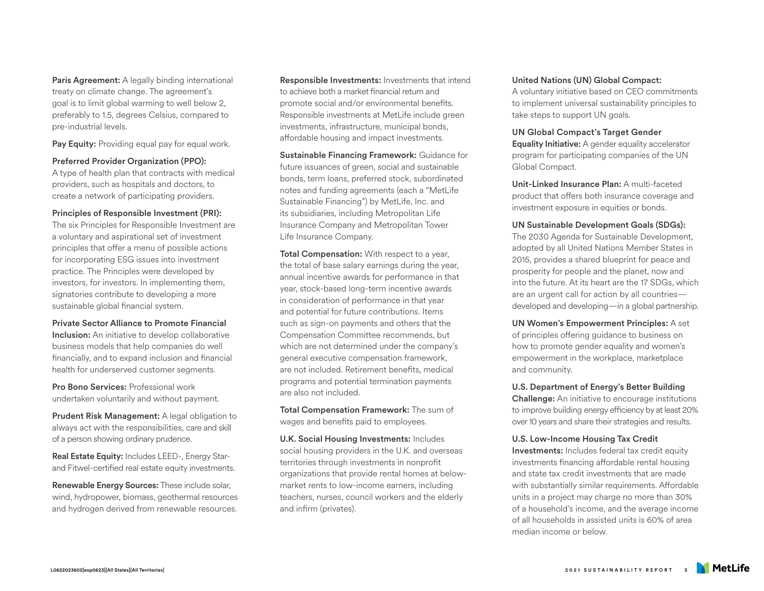**Paris Agreement:** A legally binding international treaty on climate change. The agreement's goal is to limit global warming to well below 2, preferably to 1.5, degrees Celsius, compared to pre-industrial levels.

**Pay Equity:** Providing equal pay for equal work.

**Preferred Provider Organization (PPO):** A type of health plan that contracts with medical providers, such as hospitals and doctors, to create a network of participating providers.

**Principles of Responsible Investment (PRI):** The six Principles for Responsible Investment are a voluntary and aspirational set of investment principles that offer a menu of possible actions for incorporating ESG issues into investment practice. The Principles were developed by investors, for investors. In implementing them, signatories contribute to developing a more sustainable global financial system.

**Private Sector Alliance to Promote Financial Inclusion:** An initiative to develop collaborative business models that help companies do well financially, and to expand inclusion and financial health for underserved customer segments.

**Pro Bono Services:** Professional work undertaken voluntarily and without payment.

**Prudent Risk Management:** A legal obligation to always act with the responsibilities, care and skill of a person showing ordinary prudence.

**Real Estate Equity:** Includes LEED-, Energy Star- and Fitwel-certified real estate equity investments.

**Renewable Energy Sources:** These include solar, wind, hydropower, biomass, geothermal resources and hydrogen derived from renewable resources.

**Responsible Investments:** Investments that intend to achieve both a market financial return and promote social and/or environmental benefits. Responsible investments at MetLife include green investments, infrastructure, municipal bonds, affordable housing and impact investments.

**Sustainable Financing Framework:** Guidance for future issuances of green, social and sustainable bonds, term loans, preferred stock, subordinated notes and funding agreements (each a "MetLife Sustainable Financing") by MetLife, Inc. and its subsidiaries, including Metropolitan Life Insurance Company and Metropolitan Tower Life Insurance Company.

**Total Compensation:** With respect to a year, the total of base salary earnings during the year, annual incentive awards for performance in that year, stock-based long-term incentive awards in consideration of performance in that year and potential for future contributions. Items such as sign-on payments and others that the Compensation Committee recommends, but which are not determined under the company's general executive compensation framework, are not included. Retirement benefits, medical programs and potential termination payments are also not included.

**Total Compensation Framework:** The sum of wages and benefits paid to employees.

**U.K. Social Housing Investments:** Includes social housing providers in the U.K. and overseas territories through investments in nonprofit organizations that provide rental homes at below-market rents to low-income earners, including teachers, nurses, council workers and the elderly and infirm (privates).

**United Nations (UN) Global Compact:** A voluntary initiative based on CEO commitments to implement universal sustainability principles to take steps to support UN goals.

**UN Global Compact's Target Gender Equality Initiative:** A gender equality accelerator program for participating companies of the UN Global Compact.

**Unit-Linked Insurance Plan:** A multi-faceted product that offers both insurance coverage and investment exposure in equities or bonds.

**UN Sustainable Development Goals (SDGs):** The 2030 Agenda for Sustainable Development, adopted by all United Nations Member States in 2015, provides a shared blueprint for peace and prosperity for people and the planet, now and into the future. At its heart are the 17 SDGs, which are an urgent call for action by all countries—developed and developing—in a global partnership.

**UN Women's Empowerment Principles:** A set of principles offering guidance to business on how to promote gender equality and women's empowerment in the workplace, marketplace and community.

**U.S. Department of Energy's Better Building Challenge:** An initiative to encourage institutions to improve building energy efficiency by at least 20% over 10 years and share their strategies and results.

**U.S. Low-Income Housing Tax Credit Investments:** Includes federal tax credit equity investments financing affordable rental housing and state tax credit investments that are made with substantially similar requirements. Affordable units in a project may charge no more than 30% of a household's income, and the average income of all households in assisted units is 60% of area median income or below.

L0622023602[exp0623][All States][All Territories]